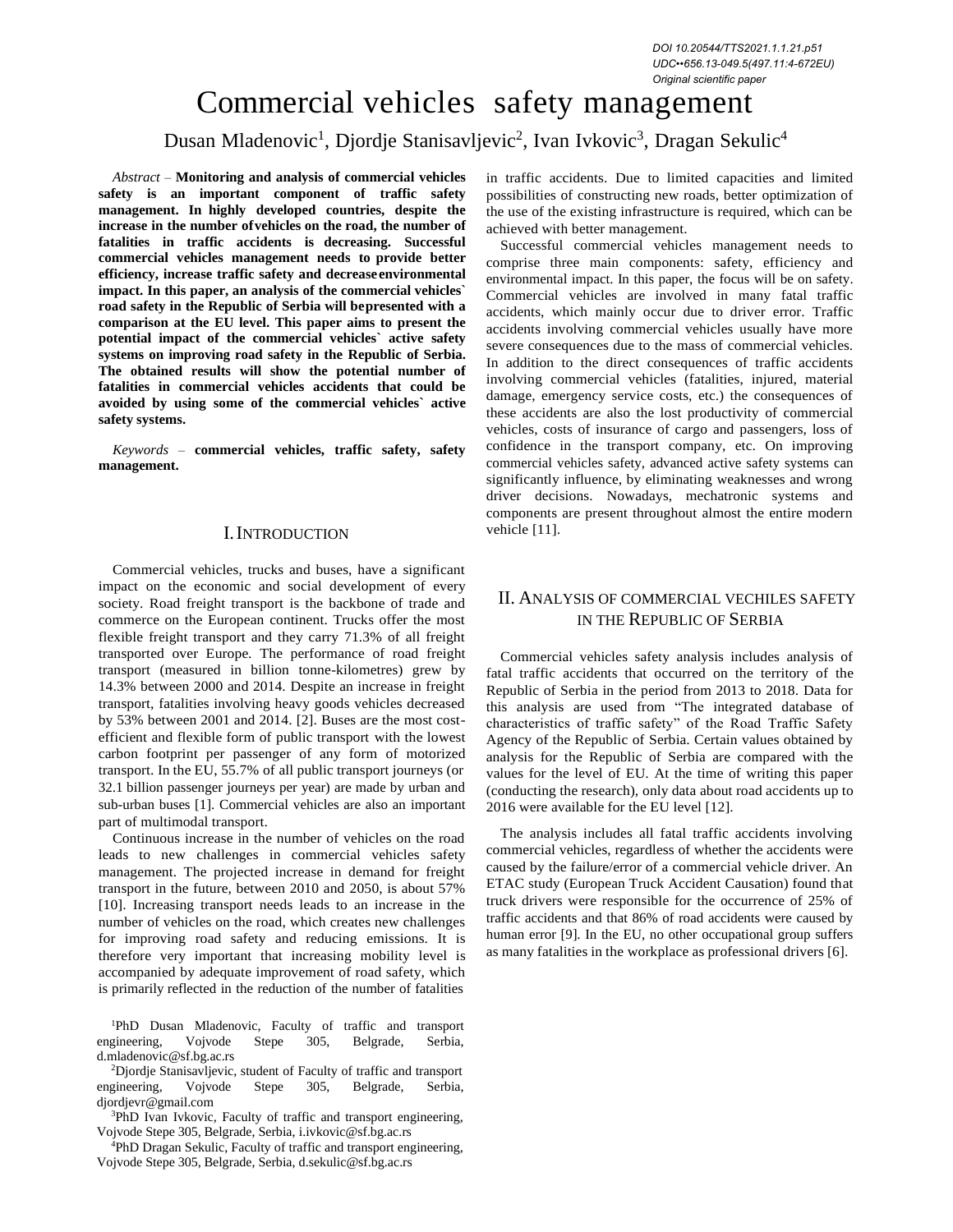DOI 10.20544/TTS2021.1.1.21.p51
UDC••656.13-049.5(497.11:4-672EU)
*Original scientific paper*

# Commercial vehicles safety management

Dusan Mladenovic[1], Djordje Stanisavljevic[2], Ivan Ivkovic[3], Dragan Sekulic[4]

*Abstract* – **Monitoring and analysis of commercial vehicles safety is an important component of traffic safety management. In highly developed countries, despite the increase in the number of vehicles on the road, the number of fatalities in traffic accidents is decreasing. Successful commercial vehicles management needs to provide better efficiency, increase traffic safety and decrease environmental impact. In this paper, an analysis of the commercial vehicles` road safety in the Republic of Serbia will be presented with a comparison at the EU level. This paper aims to present the potential impact of the commercial vehicles` active safety systems on improving road safety in the Republic of Serbia. The obtained results will show the potential number of fatalities in commercial vehicles accidents that could be avoided by using some of the commercial vehicles` active safety systems.**

*Keywords* – **commercial vehicles, traffic safety, safety management.**

## I. Introduction

Commercial vehicles, trucks and buses, have a significant impact on the economic and social development of every society. Road freight transport is the backbone of trade and commerce on the European continent. Trucks offer the most flexible freight transport and they carry 71.3% of all freight transported over Europe. The performance of road freight transport (measured in billion tonne-kilometres) grew by 14.3% between 2000 and 2014. Despite an increase in freight transport, fatalities involving heavy goods vehicles decreased by 53% between 2001 and 2014. [2]. Buses are the most cost-efficient and flexible form of public transport with the lowest carbon footprint per passenger of any form of motorized transport. In the EU, 55.7% of all public transport journeys (or 32.1 billion passenger journeys per year) are made by urban and sub-urban buses [1]. Commercial vehicles are also an important part of multimodal transport.

Continuous increase in the number of vehicles on the road leads to new challenges in commercial vehicles safety management. The projected increase in demand for freight transport in the future, between 2010 and 2050, is about 57% [10]. Increasing transport needs leads to an increase in the number of vehicles on the road, which creates new challenges for improving road safety and reducing emissions. It is therefore very important that increasing mobility level is accompanied by adequate improvement of road safety, which is primarily reflected in the reduction of the number of fatalities in traffic accidents. Due to limited capacities and limited possibilities of constructing new roads, better optimization of the use of the existing infrastructure is required, which can be achieved with better management.

Successful commercial vehicles management needs to comprise three main components: safety, efficiency and environmental impact. In this paper, the focus will be on safety. Commercial vehicles are involved in many fatal traffic accidents, which mainly occur due to driver error. Traffic accidents involving commercial vehicles usually have more severe consequences due to the mass of commercial vehicles. In addition to the direct consequences of traffic accidents involving commercial vehicles (fatalities, injured, material damage, emergency service costs, etc.) the consequences of these accidents are also the lost productivity of commercial vehicles, costs of insurance of cargo and passengers, loss of confidence in the transport company, etc. On improving commercial vehicles safety, advanced active safety systems can significantly influence, by eliminating weaknesses and wrong driver decisions. Nowadays, mechatronic systems and components are present throughout almost the entire modern vehicle [11].

## II. Analysis of commercial vechiles safety in the Republic of Serbia

Commercial vehicles safety analysis includes analysis of fatal traffic accidents that occurred on the territory of the Republic of Serbia in the period from 2013 to 2018. Data for this analysis are used from "The integrated database of characteristics of traffic safety" of the Road Traffic Safety Agency of the Republic of Serbia. Certain values obtained by analysis for the Republic of Serbia are compared with the values for the level of EU. At the time of writing this paper (conducting the research), only data about road accidents up to 2016 were available for the EU level [12].

The analysis includes all fatal traffic accidents involving commercial vehicles, regardless of whether the accidents were caused by the failure/error of a commercial vehicle driver. An ETAC study (European Truck Accident Causation) found that truck drivers were responsible for the occurrence of 25% of traffic accidents and that 86% of road accidents were caused by human error [9]. In the EU, no other occupational group suffers as many fatalities in the workplace as professional drivers [6].

---

[1]PhD Dusan Mladenovic, Faculty of traffic and transport engineering, Vojvode Stepe 305, Belgrade, Serbia, d.mladenovic@sf.bg.ac.rs

[2]Djordje Stanisavljevic, student of Faculty of traffic and transport engineering, Vojvode Stepe 305, Belgrade, Serbia, djordjevr@gmail.com

[3]PhD Ivan Ivkovic, Faculty of traffic and transport engineering, Vojvode Stepe 305, Belgrade, Serbia, i.ivkovic@sf.bg.ac.rs

[4]PhD Dragan Sekulic, Faculty of traffic and transport engineering, Vojvode Stepe 305, Belgrade, Serbia, d.sekulic@sf.bg.ac.rs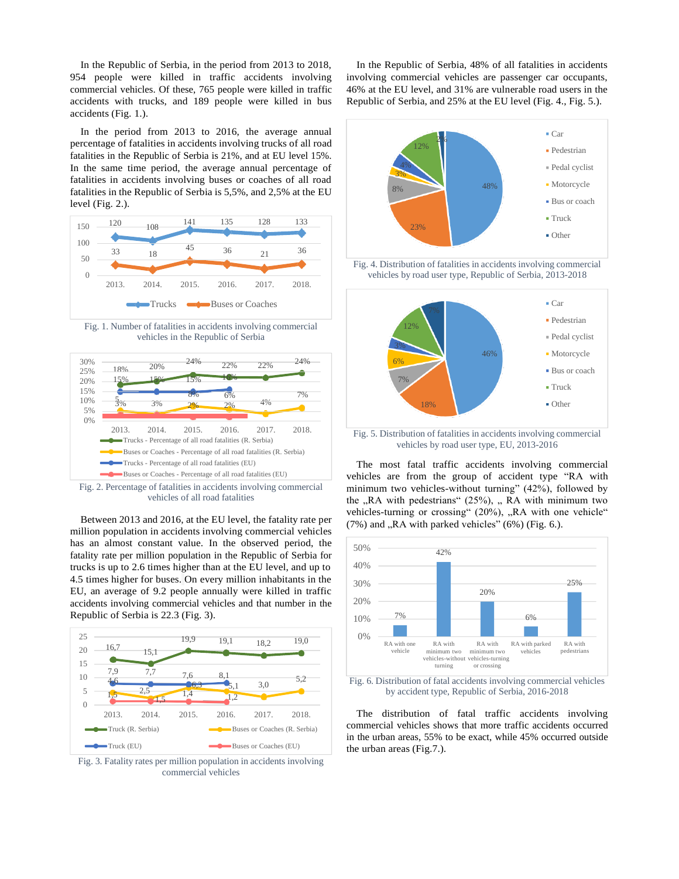In the Republic of Serbia, in the period from 2013 to 2018, 954 people were killed in traffic accidents involving commercial vehicles. Of these, 765 people were killed in traffic accidents with trucks, and 189 people were killed in bus accidents (Fig. 1.).

In the period from 2013 to 2016, the average annual percentage of fatalities in accidents involving trucks of all road fatalities in the Republic of Serbia is 21%, and at EU level 15%. In the same time period, the average annual percentage of fatalities in accidents involving buses or coaches of all road fatalities in the Republic of Serbia is 5,5%, and 2,5% at the EU level (Fig. 2.).

Fig. 1. Number of fatalities in accidents involving commercial vehicles in the Republic of Serbia

Fig. 2. Percentage of fatalities in accidents involving commercial vehicles of all road fatalities

Between 2013 and 2016, at the EU level, the fatality rate per million population in accidents involving commercial vehicles has an almost constant value. In the observed period, the fatality rate per million population in the Republic of Serbia for trucks is up to 2.6 times higher than at the EU level, and up to 4.5 times higher for buses. On every million inhabitants in the EU, an average of 9.2 people annually were killed in traffic accidents involving commercial vehicles and that number in the Republic of Serbia is 22.3 (Fig. 3).

Fig. 3. Fatality rates per million population in accidents involving commercial vehicles

In the Republic of Serbia, 48% of all fatalities in accidents involving commercial vehicles are passenger car occupants, 46% at the EU level, and 31% are vulnerable road users in the Republic of Serbia, and 25% at the EU level (Fig. 4., Fig. 5.).

Fig. 4. Distribution of fatalities in accidents involving commercial vehicles by road user type, Republic of Serbia, 2013-2018

Fig. 5. Distribution of fatalities in accidents involving commercial vehicles by road user type, EU, 2013-2016

The most fatal traffic accidents involving commercial vehicles are from the group of accident type "RA with minimum two vehicles-without turning" (42%), followed by the „RA with pedestrians" (25%), „ RA with minimum two vehicles-turning or crossing" (20%), „RA with one vehicle" (7%) and „RA with parked vehicles" (6%) (Fig. 6.).

Fig. 6. Distribution of fatal accidents involving commercial vehicles by accident type, Republic of Serbia, 2016-2018

The distribution of fatal traffic accidents involving commercial vehicles shows that more traffic accidents occurred in the urban areas, 55% to be exact, while 45% occurred outside the urban areas (Fig.7.).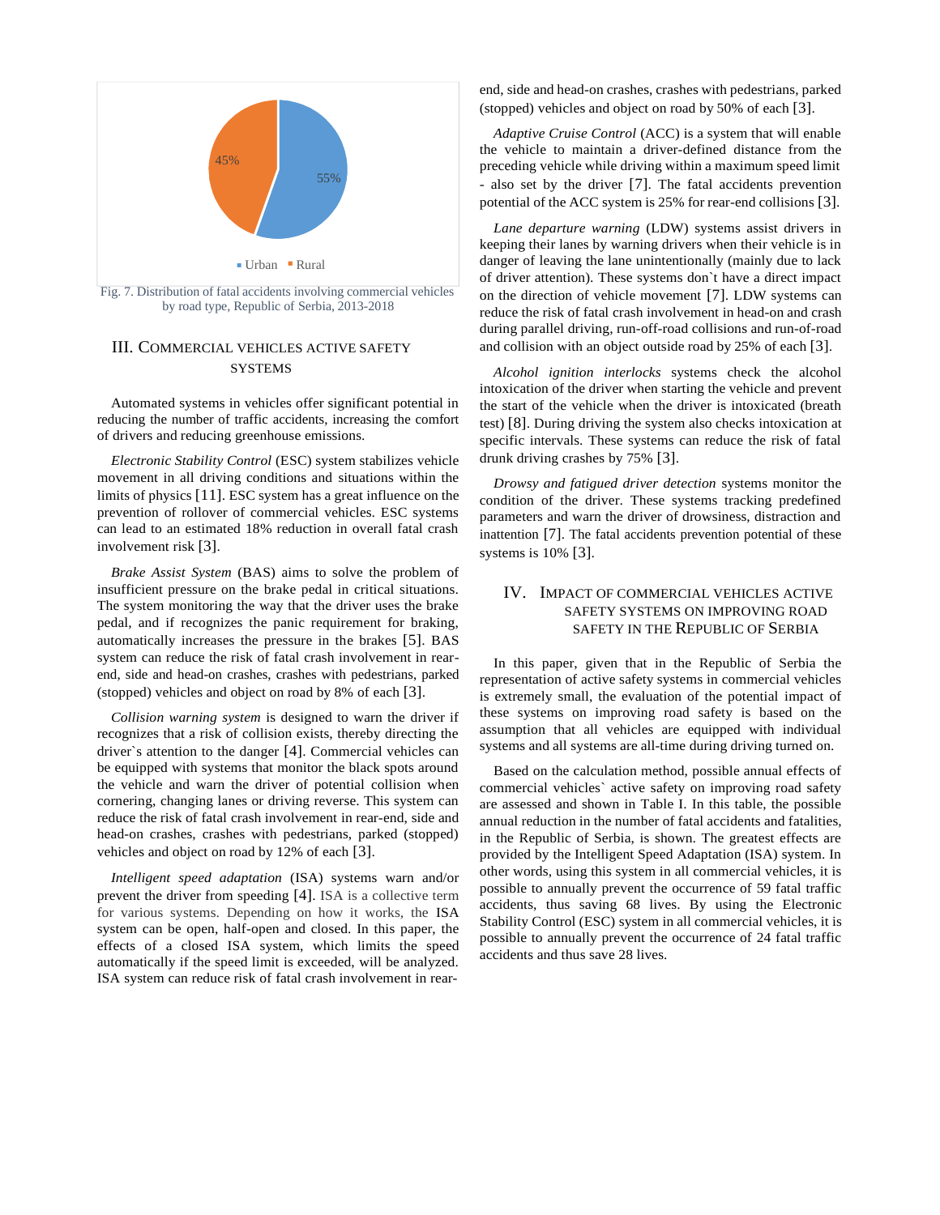Fig. 7. Distribution of fatal accidents involving commercial vehicles by road type, Republic of Serbia, 2013-2018

## III. Commercial vehicles active safety systems

Automated systems in vehicles offer significant potential in reducing the number of traffic accidents, increasing the comfort of drivers and reducing greenhouse emissions.

*Electronic Stability Control* (ESC) system stabilizes vehicle movement in all driving conditions and situations within the limits of physics [11]. ESC system has a great influence on the prevention of rollover of commercial vehicles. ESC systems can lead to an estimated 18% reduction in overall fatal crash involvement risk [3].

*Brake Assist System* (BAS) aims to solve the problem of insufficient pressure on the brake pedal in critical situations. The system monitoring the way that the driver uses the brake pedal, and if recognizes the panic requirement for braking, automatically increases the pressure in the brakes [5]. BAS system can reduce the risk of fatal crash involvement in rear-end, side and head-on crashes, crashes with pedestrians, parked (stopped) vehicles and object on road by 8% of each [3].

*Collision warning system* is designed to warn the driver if recognizes that a risk of collision exists, thereby directing the driver`s attention to the danger [4]. Commercial vehicles can be equipped with systems that monitor the black spots around the vehicle and warn the driver of potential collision when cornering, changing lanes or driving reverse. This system can reduce the risk of fatal crash involvement in rear-end, side and head-on crashes, crashes with pedestrians, parked (stopped) vehicles and object on road by 12% of each [3].

*Intelligent speed adaptation* (ISA) systems warn and/or prevent the driver from speeding [4]. ISA is a collective term for various systems. Depending on how it works, the ISA system can be open, half-open and closed. In this paper, the effects of a closed ISA system, which limits the speed automatically if the speed limit is exceeded, will be analyzed. ISA system can reduce risk of fatal crash involvement in rear-end, side and head-on crashes, crashes with pedestrians, parked (stopped) vehicles and object on road by 50% of each [3].

*Adaptive Cruise Control* (ACC) is a system that will enable the vehicle to maintain a driver-defined distance from the preceding vehicle while driving within a maximum speed limit - also set by the driver [7]. The fatal accidents prevention potential of the ACC system is 25% for rear-end collisions [3].

*Lane departure warning* (LDW) systems assist drivers in keeping their lanes by warning drivers when their vehicle is in danger of leaving the lane unintentionally (mainly due to lack of driver attention). These systems don`t have a direct impact on the direction of vehicle movement [7]. LDW systems can reduce the risk of fatal crash involvement in head-on and crash during parallel driving, run-off-road collisions and run-of-road and collision with an object outside road by 25% of each [3].

*Alcohol ignition interlocks* systems check the alcohol intoxication of the driver when starting the vehicle and prevent the start of the vehicle when the driver is intoxicated (breath test) [8]. During driving the system also checks intoxication at specific intervals. These systems can reduce the risk of fatal drunk driving crashes by 75% [3].

*Drowsy and fatigued driver detection* systems monitor the condition of the driver. These systems tracking predefined parameters and warn the driver of drowsiness, distraction and inattention [7]. The fatal accidents prevention potential of these systems is 10% [3].

## IV. Impact of commercial vehicles active safety systems on improving road safety in the Republic of Serbia

In this paper, given that in the Republic of Serbia the representation of active safety systems in commercial vehicles is extremely small, the evaluation of the potential impact of these systems on improving road safety is based on the assumption that all vehicles are equipped with individual systems and all systems are all-time during driving turned on.

Based on the calculation method, possible annual effects of commercial vehicles` active safety on improving road safety are assessed and shown in Table I. In this table, the possible annual reduction in the number of fatal accidents and fatalities, in the Republic of Serbia, is shown. The greatest effects are provided by the Intelligent Speed Adaptation (ISA) system. In other words, using this system in all commercial vehicles, it is possible to annually prevent the occurrence of 59 fatal traffic accidents, thus saving 68 lives. By using the Electronic Stability Control (ESC) system in all commercial vehicles, it is possible to annually prevent the occurrence of 24 fatal traffic accidents and thus save 28 lives.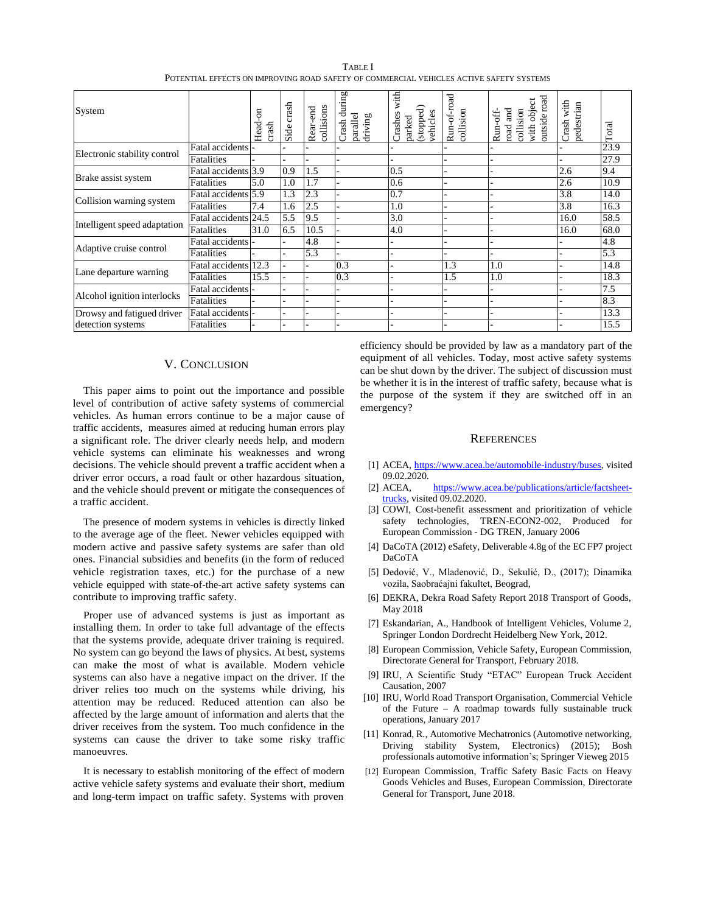TABLE I
POTENTIAL EFFECTS ON IMPROVING ROAD SAFETY OF COMMERCIAL VEHICLES ACTIVE SAFETY SYSTEMS

| System | | Head-on crash | Side crash | Rear-end collisions | Crash during parallel driving | Crashes with parked (stopped) vehicles | Run-of-road collision | Run-off-road and collision with object outside road | Crash with pedestrian | Total |
|---|---|---|---|---|---|---|---|---|---|---|
| Electronic stability control | Fatal accidents | - | - | - | - | - | - | - | - | 23.9 |
| | Fatalities | - | - | - | - | - | - | - | - | 27.9 |
| Brake assist system | Fatal accidents | 3.9 | 0.9 | 1.5 | - | 0.5 | - | - | 2.6 | 9.4 |
| | Fatalities | 5.0 | 1.0 | 1.7 | - | 0.6 | - | - | 2.6 | 10.9 |
| Collision warning system | Fatal accidents | 5.9 | 1.3 | 2.3 | - | 0.7 | - | - | 3.8 | 14.0 |
| | Fatalities | 7.4 | 1.6 | 2.5 | - | 1.0 | - | - | 3.8 | 16.3 |
| Intelligent speed adaptation | Fatal accidents | 24.5 | 5.5 | 9.5 | - | 3.0 | - | - | 16.0 | 58.5 |
| | Fatalities | 31.0 | 6.5 | 10.5 | - | 4.0 | - | - | 16.0 | 68.0 |
| Adaptive cruise control | Fatal accidents | - | - | 4.8 | - | - | - | - | - | 4.8 |
| | Fatalities | - | - | 5.3 | - | - | - | - | - | 5.3 |
| Lane departure warning | Fatal accidents | 12.3 | - | - | 0.3 | - | 1.3 | 1.0 | - | 14.8 |
| | Fatalities | 15.5 | - | - | 0.3 | - | 1.5 | 1.0 | - | 18.3 |
| Alcohol ignition interlocks | Fatal accidents | - | - | - | - | - | - | - | - | 7.5 |
| | Fatalities | - | - | - | - | - | - | - | - | 8.3 |
| Drowsy and fatigued driver detection systems | Fatal accidents | - | - | - | - | - | - | - | - | 13.3 |
| | Fatalities | - | - | - | - | - | - | - | - | 15.5 |

## V. CONCLUSION

This paper aims to point out the importance and possible level of contribution of active safety systems of commercial vehicles. As human errors continue to be a major cause of traffic accidents, measures aimed at reducing human errors play a significant role. The driver clearly needs help, and modern vehicle systems can eliminate his weaknesses and wrong decisions. The vehicle should prevent a traffic accident when a driver error occurs, a road fault or other hazardous situation, and the vehicle should prevent or mitigate the consequences of a traffic accident.

The presence of modern systems in vehicles is directly linked to the average age of the fleet. Newer vehicles equipped with modern active and passive safety systems are safer than old ones. Financial subsidies and benefits (in the form of reduced vehicle registration taxes, etc.) for the purchase of a new vehicle equipped with state-of-the-art active safety systems can contribute to improving traffic safety.

Proper use of advanced systems is just as important as installing them. In order to take full advantage of the effects that the systems provide, adequate driver training is required. No system can go beyond the laws of physics. At best, systems can make the most of what is available. Modern vehicle systems can also have a negative impact on the driver. If the driver relies too much on the systems while driving, his attention may be reduced. Reduced attention can also be affected by the large amount of information and alerts that the driver receives from the system. Too much confidence in the systems can cause the driver to take some risky traffic manoeuvres.

It is necessary to establish monitoring of the effect of modern active vehicle safety systems and evaluate their short, medium and long-term impact on traffic safety. Systems with proven efficiency should be provided by law as a mandatory part of the equipment of all vehicles. Today, most active safety systems can be shut down by the driver. The subject of discussion must be whether it is in the interest of traffic safety, because what is the purpose of the system if they are switched off in an emergency?

## REFERENCES

[1] ACEA, https://www.acea.be/automobile-industry/buses, visited 09.02.2020.

[2] ACEA, https://www.acea.be/publications/article/factsheet-trucks, visited 09.02.2020.

[3] COWI, Cost-benefit assessment and prioritization of vehicle safety technologies, TREN-ECON2-002, Produced for European Commission - DG TREN, January 2006

[4] DaCoTA (2012) eSafety, Deliverable 4.8g of the EC FP7 project DaCoTA

[5] Dedović, V., Mladenović, D., Sekulić, D., (2017); Dinamika vozila, Saobraćajni fakultet, Beograd,

[6] DEKRA, Dekra Road Safety Report 2018 Transport of Goods, May 2018

[7] Eskandarian, A., Handbook of Intelligent Vehicles, Volume 2, Springer London Dordrecht Heidelberg New York, 2012.

[8] European Commission, Vehicle Safety, European Commission, Directorate General for Transport, February 2018.

[9] IRU, A Scientific Study "ETAC" European Truck Accident Causation, 2007

[10] IRU, World Road Transport Organisation, Commercial Vehicle of the Future – A roadmap towards fully sustainable truck operations, January 2017

[11] Konrad, R., Automotive Mechatronics (Automotive networking, Driving stability System, Electronics) (2015); Bosh professionals automotive information's; Springer Vieweg 2015

[12] European Commission, Traffic Safety Basic Facts on Heavy Goods Vehicles and Buses, European Commission, Directorate General for Transport, June 2018.